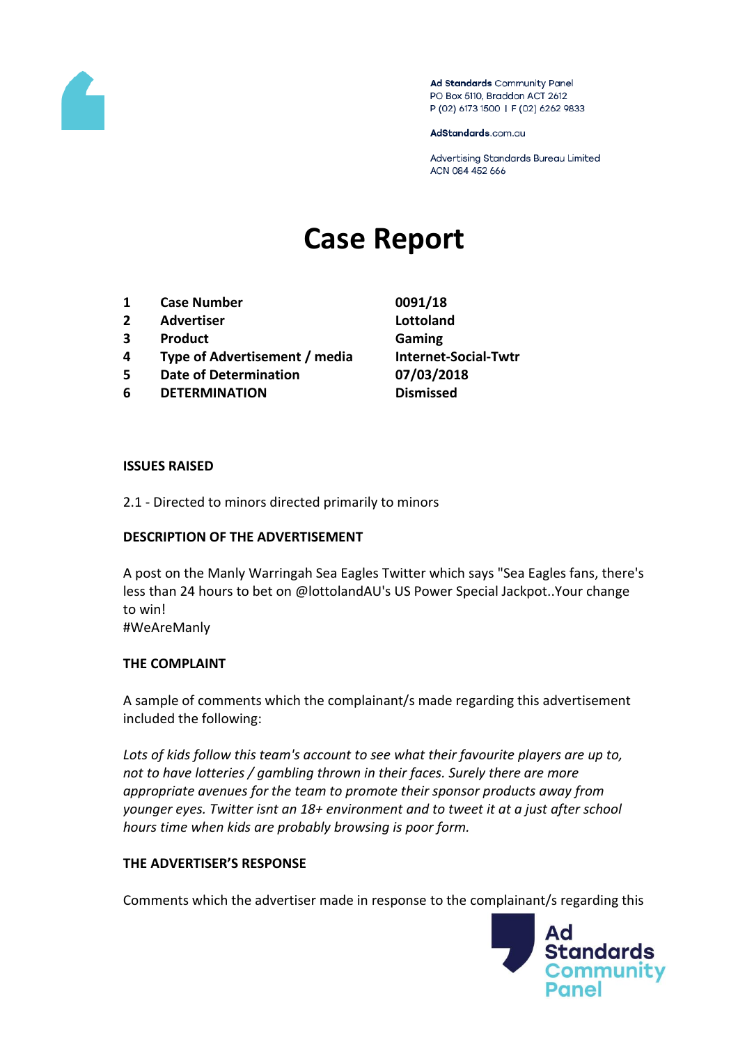Ad Standards Community Panel
PO Box 5110, Braddon ACT 2612
P (02) 6173 1500 | F (02) 6262 9833

AdStandards.com.au

Advertising Standards Bureau Limited
ACN 084 452 666

# Case Report

| | | |
|---|---|---|
| 1 | Case Number | 0091/18 |
| 2 | Advertiser | Lottoland |
| 3 | Product | Gaming |
| 4 | Type of Advertisement / media | Internet-Social-Twtr |
| 5 | Date of Determination | 07/03/2018 |
| 6 | DETERMINATION | Dismissed |

**ISSUES RAISED**

2.1 - Directed to minors directed primarily to minors

**DESCRIPTION OF THE ADVERTISEMENT**

A post on the Manly Warringah Sea Eagles Twitter which says "Sea Eagles fans, there's less than 24 hours to bet on @lottolandAU's US Power Special Jackpot..Your change to win!
#WeAreManly

**THE COMPLAINT**

A sample of comments which the complainant/s made regarding this advertisement included the following:

*Lots of kids follow this team's account to see what their favourite players are up to, not to have lotteries / gambling thrown in their faces. Surely there are more appropriate avenues for the team to promote their sponsor products away from younger eyes. Twitter isnt an 18+ environment and to tweet it at a just after school hours time when kids are probably browsing is poor form.*

**THE ADVERTISER'S RESPONSE**

Comments which the advertiser made in response to the complainant/s regarding this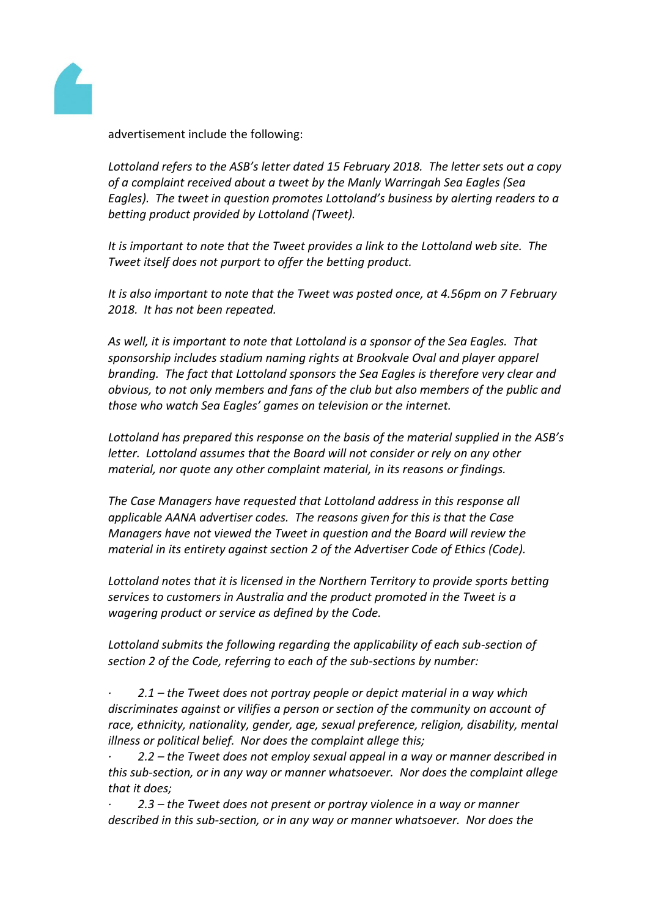advertisement include the following:

*Lottoland refers to the ASB's letter dated 15 February 2018. The letter sets out a copy of a complaint received about a tweet by the Manly Warringah Sea Eagles (Sea Eagles). The tweet in question promotes Lottoland's business by alerting readers to a betting product provided by Lottoland (Tweet).*

*It is important to note that the Tweet provides a link to the Lottoland web site. The Tweet itself does not purport to offer the betting product.*

*It is also important to note that the Tweet was posted once, at 4.56pm on 7 February 2018. It has not been repeated.*

*As well, it is important to note that Lottoland is a sponsor of the Sea Eagles. That sponsorship includes stadium naming rights at Brookvale Oval and player apparel branding. The fact that Lottoland sponsors the Sea Eagles is therefore very clear and obvious, to not only members and fans of the club but also members of the public and those who watch Sea Eagles' games on television or the internet.*

*Lottoland has prepared this response on the basis of the material supplied in the ASB's letter. Lottoland assumes that the Board will not consider or rely on any other material, nor quote any other complaint material, in its reasons or findings.*

*The Case Managers have requested that Lottoland address in this response all applicable AANA advertiser codes. The reasons given for this is that the Case Managers have not viewed the Tweet in question and the Board will review the material in its entirety against section 2 of the Advertiser Code of Ethics (Code).*

*Lottoland notes that it is licensed in the Northern Territory to provide sports betting services to customers in Australia and the product promoted in the Tweet is a wagering product or service as defined by the Code.*

*Lottoland submits the following regarding the applicability of each sub-section of section 2 of the Code, referring to each of the sub-sections by number:*

- *2.1 – the Tweet does not portray people or depict material in a way which discriminates against or vilifies a person or section of the community on account of race, ethnicity, nationality, gender, age, sexual preference, religion, disability, mental illness or political belief. Nor does the complaint allege this;*
- *2.2 – the Tweet does not employ sexual appeal in a way or manner described in this sub-section, or in any way or manner whatsoever. Nor does the complaint allege that it does;*
- *2.3 – the Tweet does not present or portray violence in a way or manner described in this sub-section, or in any way or manner whatsoever. Nor does the*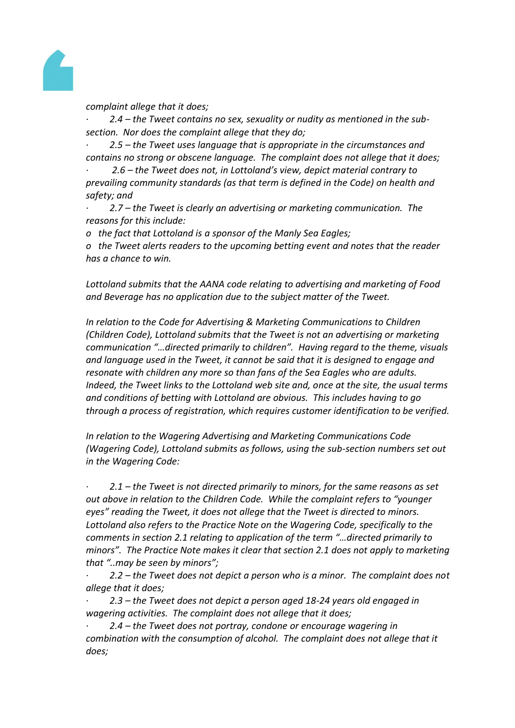*complaint allege that it does;*

- *2.4 – the Tweet contains no sex, sexuality or nudity as mentioned in the sub-section. Nor does the complaint allege that they do;*
- *2.5 – the Tweet uses language that is appropriate in the circumstances and contains no strong or obscene language. The complaint does not allege that it does;*
- *2.6 – the Tweet does not, in Lottoland's view, depict material contrary to prevailing community standards (as that term is defined in the Code) on health and safety; and*
- *2.7 – the Tweet is clearly an advertising or marketing communication. The reasons for this include:*
  - *the fact that Lottoland is a sponsor of the Manly Sea Eagles;*
  - *the Tweet alerts readers to the upcoming betting event and notes that the reader has a chance to win.*

*Lottoland submits that the AANA code relating to advertising and marketing of Food and Beverage has no application due to the subject matter of the Tweet.*

*In relation to the Code for Advertising & Marketing Communications to Children (Children Code), Lottoland submits that the Tweet is not an advertising or marketing communication "…directed primarily to children". Having regard to the theme, visuals and language used in the Tweet, it cannot be said that it is designed to engage and resonate with children any more so than fans of the Sea Eagles who are adults. Indeed, the Tweet links to the Lottoland web site and, once at the site, the usual terms and conditions of betting with Lottoland are obvious. This includes having to go through a process of registration, which requires customer identification to be verified.*

*In relation to the Wagering Advertising and Marketing Communications Code (Wagering Code), Lottoland submits as follows, using the sub-section numbers set out in the Wagering Code:*

- *2.1 – the Tweet is not directed primarily to minors, for the same reasons as set out above in relation to the Children Code. While the complaint refers to "younger eyes" reading the Tweet, it does not allege that the Tweet is directed to minors. Lottoland also refers to the Practice Note on the Wagering Code, specifically to the comments in section 2.1 relating to application of the term "…directed primarily to minors". The Practice Note makes it clear that section 2.1 does not apply to marketing that "..may be seen by minors";*
- *2.2 – the Tweet does not depict a person who is a minor. The complaint does not allege that it does;*
- *2.3 – the Tweet does not depict a person aged 18-24 years old engaged in wagering activities. The complaint does not allege that it does;*
- *2.4 – the Tweet does not portray, condone or encourage wagering in combination with the consumption of alcohol. The complaint does not allege that it does;*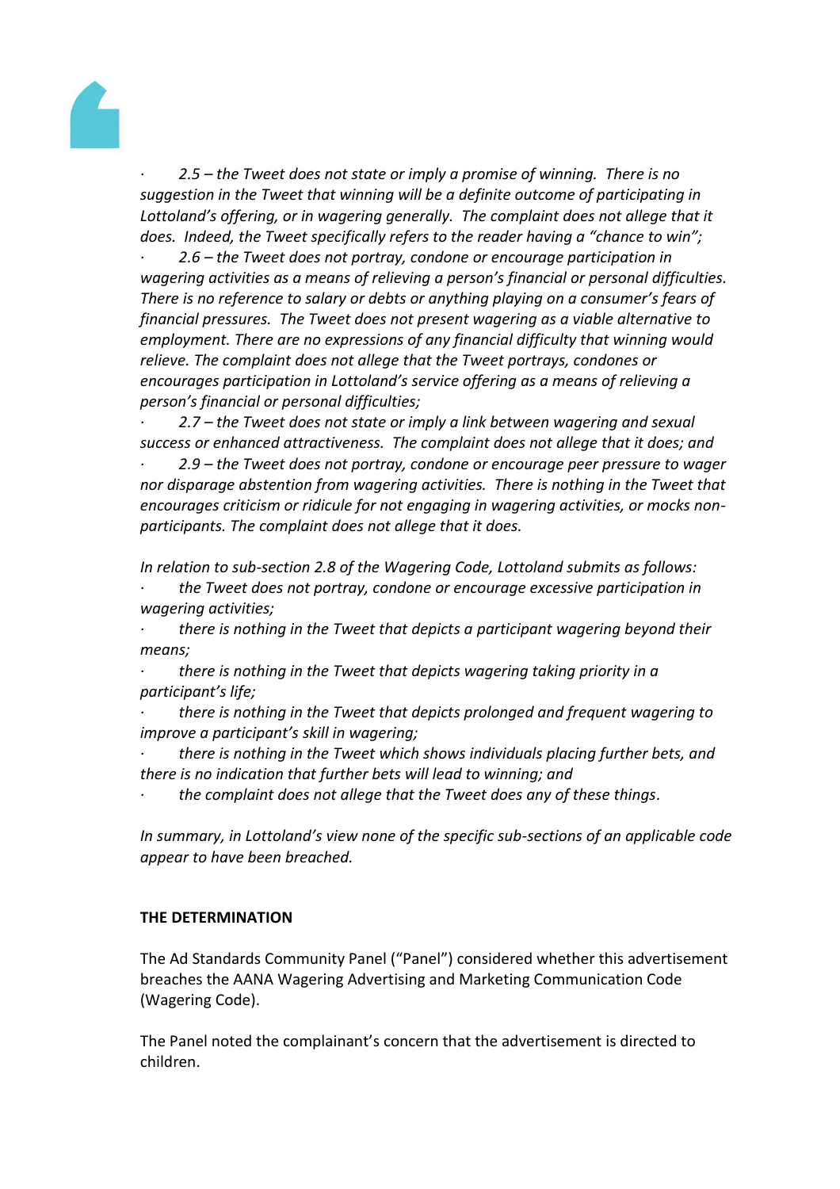· *2.5 – the Tweet does not state or imply a promise of winning. There is no suggestion in the Tweet that winning will be a definite outcome of participating in Lottoland's offering, or in wagering generally. The complaint does not allege that it does. Indeed, the Tweet specifically refers to the reader having a "chance to win";*

· *2.6 – the Tweet does not portray, condone or encourage participation in wagering activities as a means of relieving a person's financial or personal difficulties. There is no reference to salary or debts or anything playing on a consumer's fears of financial pressures. The Tweet does not present wagering as a viable alternative to employment. There are no expressions of any financial difficulty that winning would relieve. The complaint does not allege that the Tweet portrays, condones or encourages participation in Lottoland's service offering as a means of relieving a person's financial or personal difficulties;*

· *2.7 – the Tweet does not state or imply a link between wagering and sexual success or enhanced attractiveness. The complaint does not allege that it does; and*

· *2.9 – the Tweet does not portray, condone or encourage peer pressure to wager nor disparage abstention from wagering activities. There is nothing in the Tweet that encourages criticism or ridicule for not engaging in wagering activities, or mocks non-participants. The complaint does not allege that it does.*

*In relation to sub-section 2.8 of the Wagering Code, Lottoland submits as follows:*

· *the Tweet does not portray, condone or encourage excessive participation in wagering activities;*

· *there is nothing in the Tweet that depicts a participant wagering beyond their means;*

· *there is nothing in the Tweet that depicts wagering taking priority in a participant's life;*

· *there is nothing in the Tweet that depicts prolonged and frequent wagering to improve a participant's skill in wagering;*

· *there is nothing in the Tweet which shows individuals placing further bets, and there is no indication that further bets will lead to winning; and*

· *the complaint does not allege that the Tweet does any of these things.*

*In summary, in Lottoland's view none of the specific sub-sections of an applicable code appear to have been breached.*

**THE DETERMINATION**

The Ad Standards Community Panel ("Panel") considered whether this advertisement breaches the AANA Wagering Advertising and Marketing Communication Code (Wagering Code).

The Panel noted the complainant's concern that the advertisement is directed to children.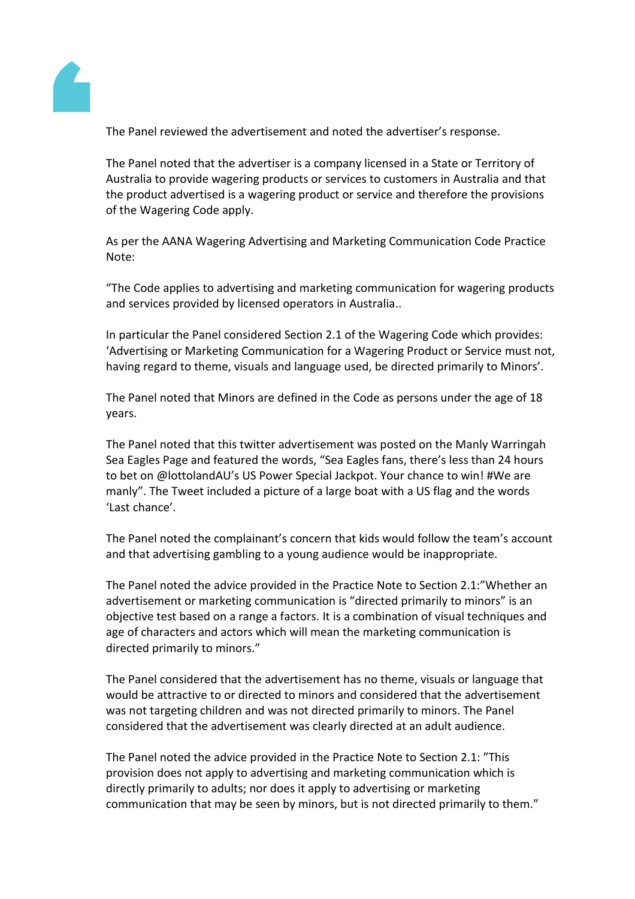The Panel reviewed the advertisement and noted the advertiser's response.

The Panel noted that the advertiser is a company licensed in a State or Territory of Australia to provide wagering products or services to customers in Australia and that the product advertised is a wagering product or service and therefore the provisions of the Wagering Code apply.

As per the AANA Wagering Advertising and Marketing Communication Code Practice Note:

"The Code applies to advertising and marketing communication for wagering products and services provided by licensed operators in Australia..

In particular the Panel considered Section 2.1 of the Wagering Code which provides: 'Advertising or Marketing Communication for a Wagering Product or Service must not, having regard to theme, visuals and language used, be directed primarily to Minors'.

The Panel noted that Minors are defined in the Code as persons under the age of 18 years.

The Panel noted that this twitter advertisement was posted on the Manly Warringah Sea Eagles Page and featured the words, "Sea Eagles fans, there's less than 24 hours to bet on @lottolandAU's US Power Special Jackpot. Your chance to win! #We are manly". The Tweet included a picture of a large boat with a US flag and the words 'Last chance'.

The Panel noted the complainant's concern that kids would follow the team's account and that advertising gambling to a young audience would be inappropriate.

The Panel noted the advice provided in the Practice Note to Section 2.1:"Whether an advertisement or marketing communication is "directed primarily to minors" is an objective test based on a range a factors. It is a combination of visual techniques and age of characters and actors which will mean the marketing communication is directed primarily to minors."

The Panel considered that the advertisement has no theme, visuals or language that would be attractive to or directed to minors and considered that the advertisement was not targeting children and was not directed primarily to minors. The Panel considered that the advertisement was clearly directed at an adult audience.

The Panel noted the advice provided in the Practice Note to Section 2.1: "This provision does not apply to advertising and marketing communication which is directly primarily to adults; nor does it apply to advertising or marketing communication that may be seen by minors, but is not directed primarily to them."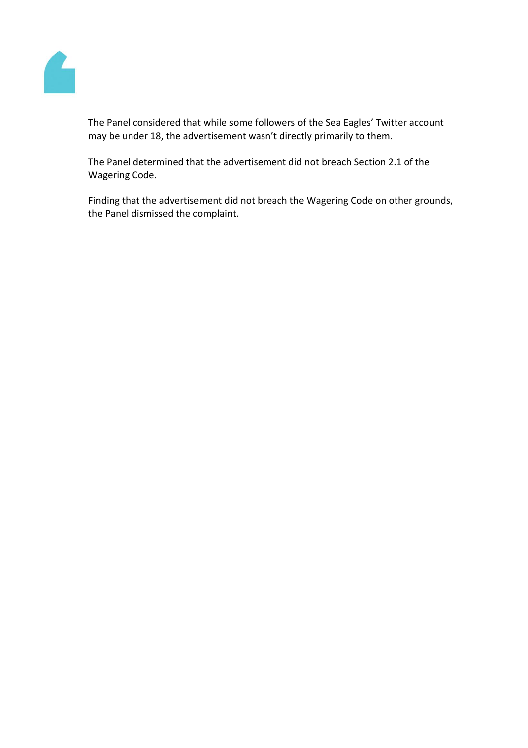The Panel considered that while some followers of the Sea Eagles' Twitter account may be under 18, the advertisement wasn't directly primarily to them.

The Panel determined that the advertisement did not breach Section 2.1 of the Wagering Code.

Finding that the advertisement did not breach the Wagering Code on other grounds, the Panel dismissed the complaint.